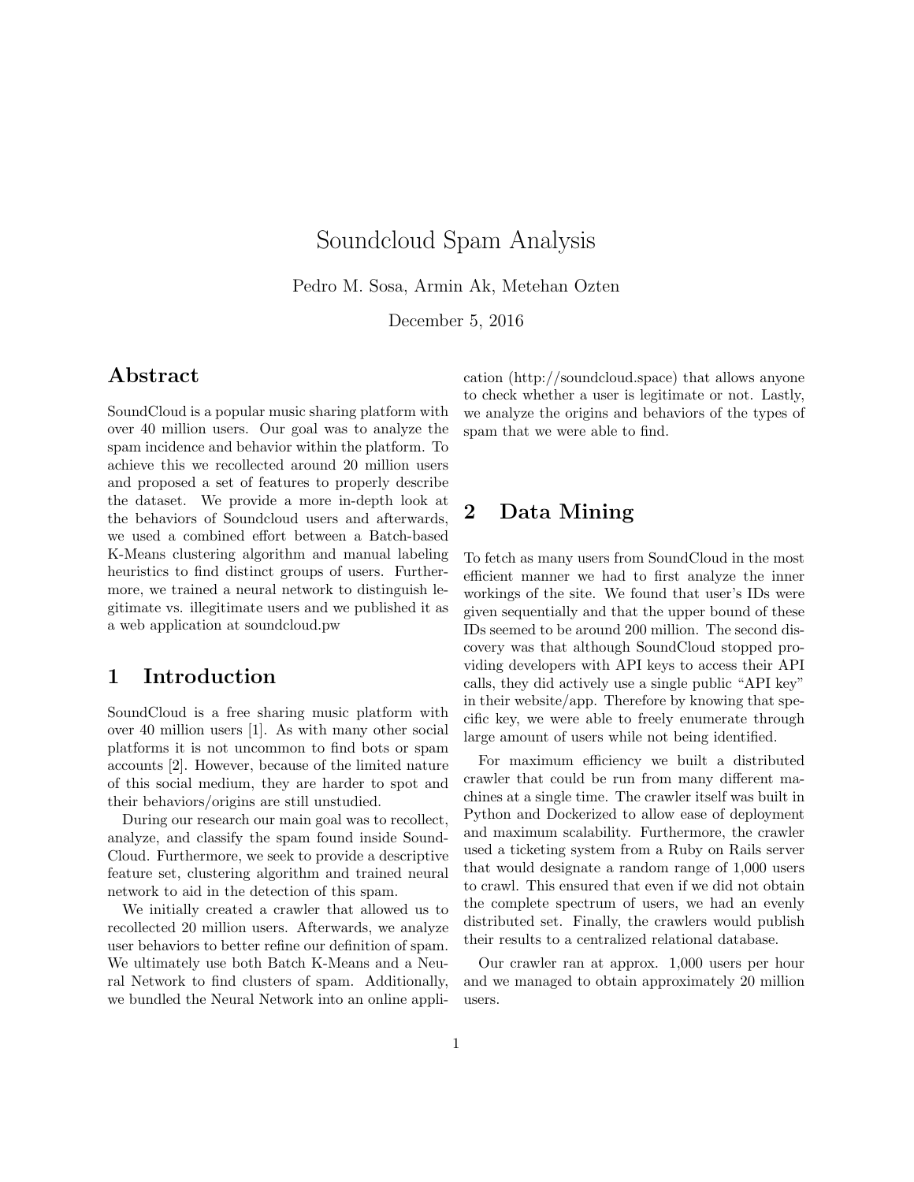# Soundcloud Spam Analysis

Pedro M. Sosa, Armin Ak, Metehan Ozten

December 5, 2016

## Abstract

SoundCloud is a popular music sharing platform with over 40 million users. Our goal was to analyze the spam incidence and behavior within the platform. To achieve this we recollected around 20 million users and proposed a set of features to properly describe the dataset. We provide a more in-depth look at the behaviors of Soundcloud users and afterwards, we used a combined effort between a Batch-based K-Means clustering algorithm and manual labeling heuristics to find distinct groups of users. Furthermore, we trained a neural network to distinguish legitimate vs. illegitimate users and we published it as a web application at soundcloud.pw

## 1 Introduction

SoundCloud is a free sharing music platform with over 40 million users [1]. As with many other social platforms it is not uncommon to find bots or spam accounts [2]. However, because of the limited nature of this social medium, they are harder to spot and their behaviors/origins are still unstudied.

During our research our main goal was to recollect, analyze, and classify the spam found inside SoundCloud. Furthermore, we seek to provide a descriptive feature set, clustering algorithm and trained neural network to aid in the detection of this spam.

We initially created a crawler that allowed us to recollected 20 million users. Afterwards, we analyze user behaviors to better refine our definition of spam. We ultimately use both Batch K-Means and a Neural Network to find clusters of spam. Additionally, we bundled the Neural Network into an online application (http://soundcloud.space) that allows anyone to check whether a user is legitimate or not. Lastly, we analyze the origins and behaviors of the types of spam that we were able to find.

## 2 Data Mining

To fetch as many users from SoundCloud in the most efficient manner we had to first analyze the inner workings of the site. We found that user's IDs were given sequentially and that the upper bound of these IDs seemed to be around 200 million. The second discovery was that although SoundCloud stopped providing developers with API keys to access their API calls, they did actively use a single public "API key" in their website/app. Therefore by knowing that specific key, we were able to freely enumerate through large amount of users while not being identified.

For maximum efficiency we built a distributed crawler that could be run from many different machines at a single time. The crawler itself was built in Python and Dockerized to allow ease of deployment and maximum scalability. Furthermore, the crawler used a ticketing system from a Ruby on Rails server that would designate a random range of 1,000 users to crawl. This ensured that even if we did not obtain the complete spectrum of users, we had an evenly distributed set. Finally, the crawlers would publish their results to a centralized relational database.

Our crawler ran at approx. 1,000 users per hour and we managed to obtain approximately 20 million users.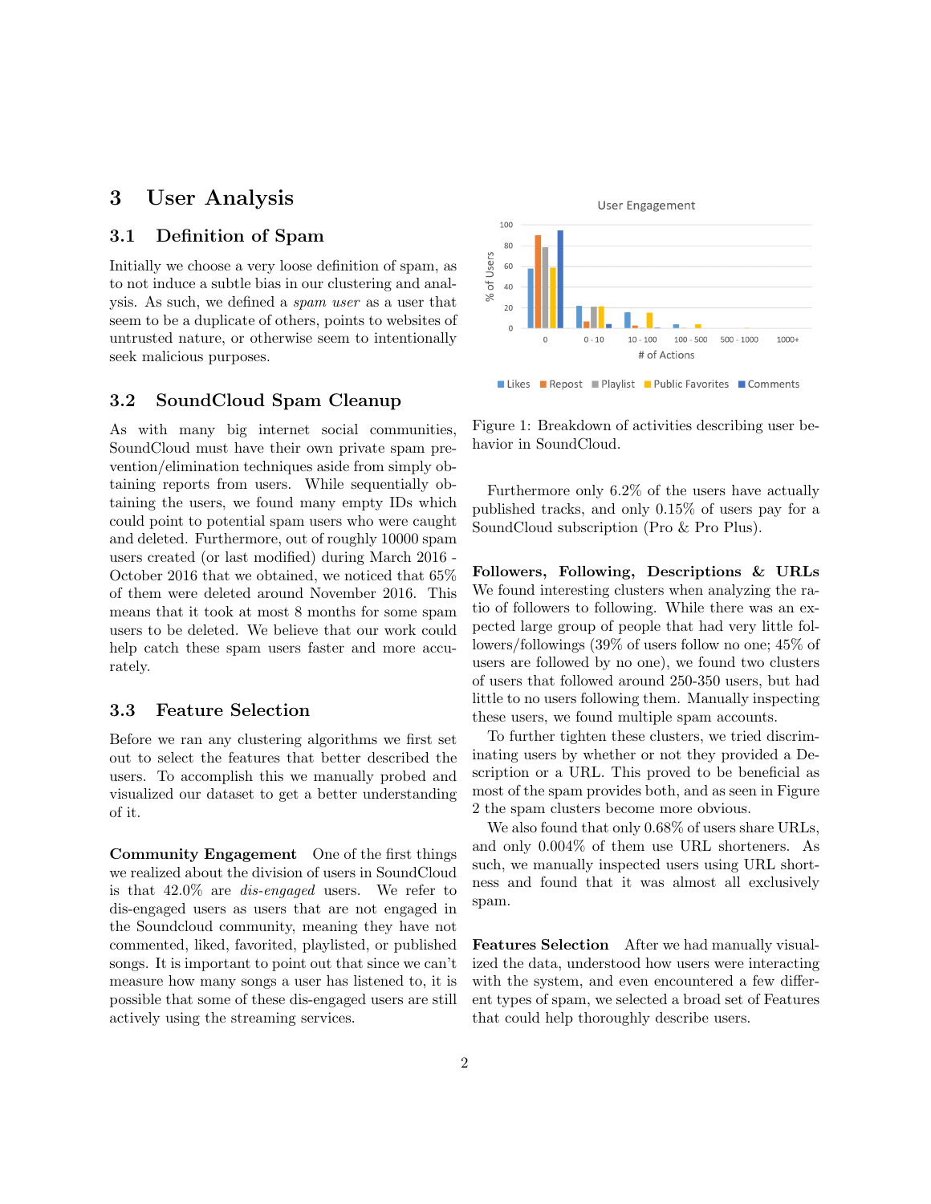# 3 User Analysis

## 3.1 Definition of Spam

Initially we choose a very loose definition of spam, as to not induce a subtle bias in our clustering and analysis. As such, we defined a *spam user* as a user that seem to be a duplicate of others, points to websites of untrusted nature, or otherwise seem to intentionally seek malicious purposes.

## 3.2 SoundCloud Spam Cleanup

As with many big internet social communities, SoundCloud must have their own private spam prevention/elimination techniques aside from simply obtaining reports from users. While sequentially obtaining the users, we found many empty IDs which could point to potential spam users who were caught and deleted. Furthermore, out of roughly 10000 spam users created (or last modified) during March 2016 - October 2016 that we obtained, we noticed that 65% of them were deleted around November 2016. This means that it took at most 8 months for some spam users to be deleted. We believe that our work could help catch these spam users faster and more accurately.

## 3.3 Feature Selection

Before we ran any clustering algorithms we first set out to select the features that better described the users. To accomplish this we manually probed and visualized our dataset to get a better understanding of it.

**Community Engagement** One of the first things we realized about the division of users in SoundCloud is that 42.0% are *dis-engaged* users. We refer to dis-engaged users as users that are not engaged in the Soundcloud community, meaning they have not commented, liked, favorited, playlisted, or published songs. It is important to point out that since we can't measure how many songs a user has listened to, it is possible that some of these dis-engaged users are still actively using the streaming services.

Figure 1: Breakdown of activities describing user behavior in SoundCloud.

Furthermore only 6.2% of the users have actually published tracks, and only 0.15% of users pay for a SoundCloud subscription (Pro & Pro Plus).

**Followers, Following, Descriptions & URLs** We found interesting clusters when analyzing the ratio of followers to following. While there was an expected large group of people that had very little followers/followings (39% of users follow no one; 45% of users are followed by no one), we found two clusters of users that followed around 250-350 users, but had little to no users following them. Manually inspecting these users, we found multiple spam accounts.

To further tighten these clusters, we tried discriminating users by whether or not they provided a Description or a URL. This proved to be beneficial as most of the spam provides both, and as seen in Figure 2 the spam clusters become more obvious.

We also found that only 0.68% of users share URLs, and only 0.004% of them use URL shorteners. As such, we manually inspected users using URL shortness and found that it was almost all exclusively spam.

**Features Selection** After we had manually visualized the data, understood how users were interacting with the system, and even encountered a few different types of spam, we selected a broad set of Features that could help thoroughly describe users.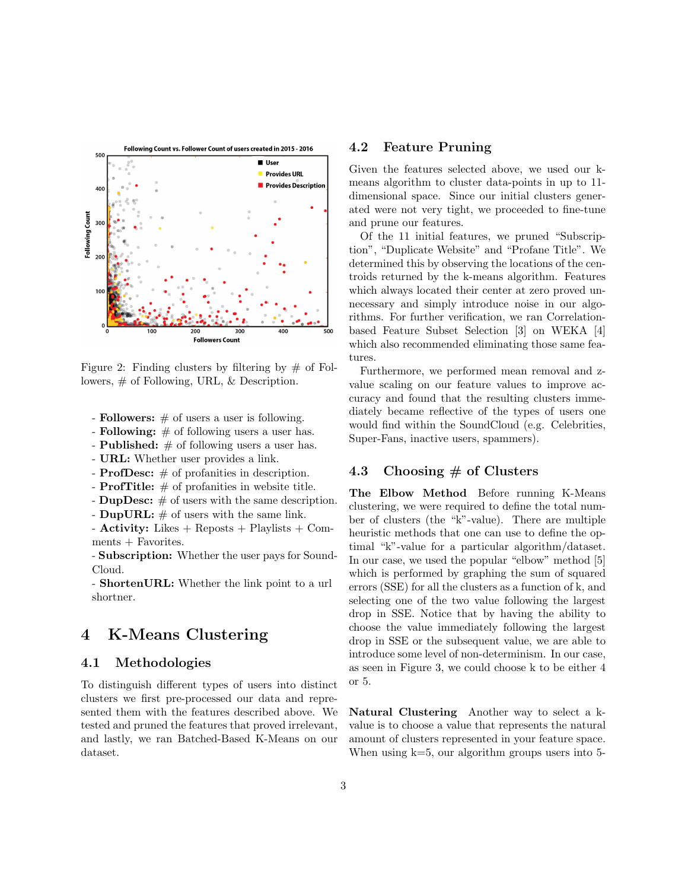Figure 2: Finding clusters by filtering by # of Followers, # of Following, URL, & Description.

- **Followers:** # of users a user is following.
- **Following:** # of following users a user has.
- **Published:** # of following users a user has.
- **URL:** Whether user provides a link.
- **ProfDesc:** # of profanities in description.
- **ProfTitle:** # of profanities in website title.
- **DupDesc:** # of users with the same description.
- **DupURL:** # of users with the same link.
- **Activity:** Likes + Reposts + Playlists + Comments + Favorites.
- **Subscription:** Whether the user pays for SoundCloud.
- **ShortenURL:** Whether the link point to a url shortner.

# 4 K-Means Clustering

## 4.1 Methodologies

To distinguish different types of users into distinct clusters we first pre-processed our data and represented them with the features described above. We tested and pruned the features that proved irrelevant, and lastly, we ran Batched-Based K-Means on our dataset.

## 4.2 Feature Pruning

Given the features selected above, we used our k-means algorithm to cluster data-points in up to 11-dimensional space. Since our initial clusters generated were not very tight, we proceeded to fine-tune and prune our features.

Of the 11 initial features, we pruned "Subscription", "Duplicate Website" and "Profane Title". We determined this by observing the locations of the centroids returned by the k-means algorithm. Features which always located their center at zero proved unnecessary and simply introduce noise in our algorithms. For further verification, we ran Correlation-based Feature Subset Selection [3] on WEKA [4] which also recommended eliminating those same features.

Furthermore, we performed mean removal and z-value scaling on our feature values to improve accuracy and found that the resulting clusters immediately became reflective of the types of users one would find within the SoundCloud (e.g. Celebrities, Super-Fans, inactive users, spammers).

## 4.3 Choosing # of Clusters

**The Elbow Method** Before running K-Means clustering, we were required to define the total number of clusters (the "k"-value). There are multiple heuristic methods that one can use to define the optimal "k"-value for a particular algorithm/dataset. In our case, we used the popular "elbow" method [5] which is performed by graphing the sum of squared errors (SSE) for all the clusters as a function of k, and selecting one of the two value following the largest drop in SSE. Notice that by having the ability to choose the value immediately following the largest drop in SSE or the subsequent value, we are able to introduce some level of non-determinism. In our case, as seen in Figure 3, we could choose k to be either 4 or 5.

**Natural Clustering** Another way to select a k-value is to choose a value that represents the natural amount of clusters represented in your feature space. When using k=5, our algorithm groups users into 5-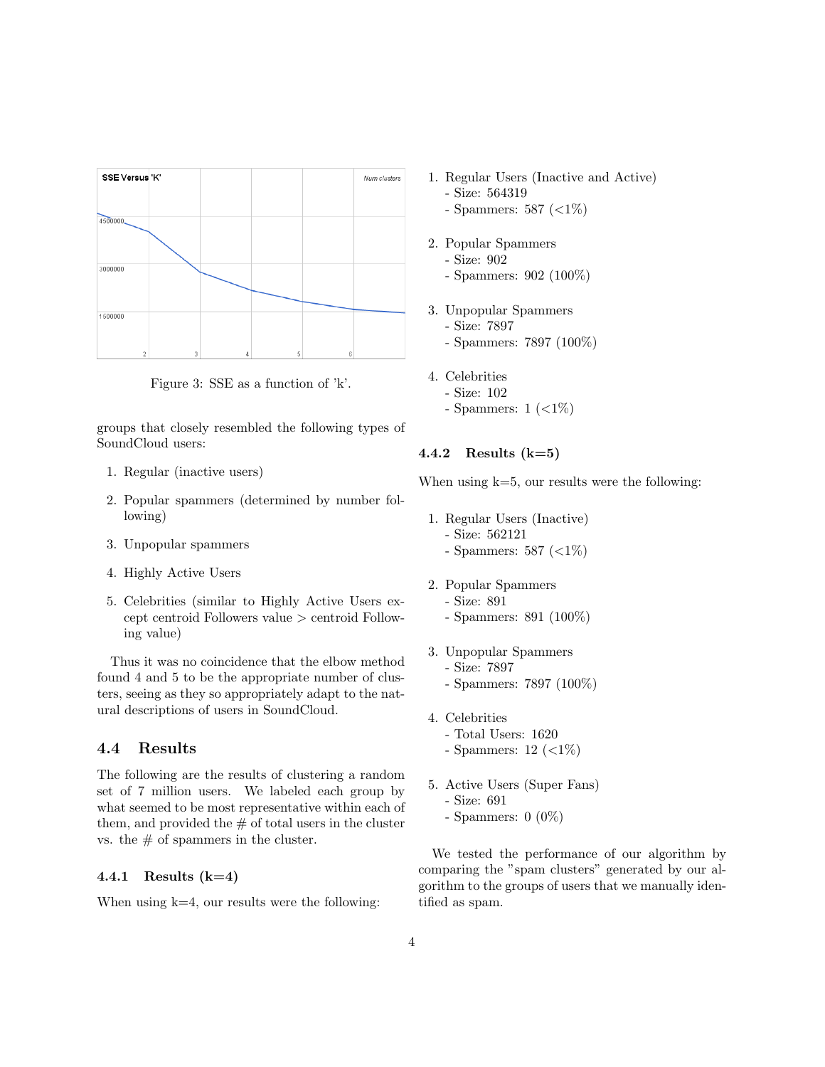Figure 3: SSE as a function of 'k'.

groups that closely resembled the following types of SoundCloud users:

1. Regular (inactive users)
2. Popular spammers (determined by number following)
3. Unpopular spammers
4. Highly Active Users
5. Celebrities (similar to Highly Active Users except centroid Followers value > centroid Following value)

Thus it was no coincidence that the elbow method found 4 and 5 to be the appropriate number of clusters, seeing as they so appropriately adapt to the natural descriptions of users in SoundCloud.

## 4.4 Results

The following are the results of clustering a random set of 7 million users. We labeled each group by what seemed to be most representative within each of them, and provided the # of total users in the cluster vs. the # of spammers in the cluster.

### 4.4.1 Results (k=4)

When using k=4, our results were the following:

1. Regular Users (Inactive and Active)
   - Size: 564319
   - Spammers: 587 (<1%)

2. Popular Spammers
   - Size: 902
   - Spammers: 902 (100%)

3. Unpopular Spammers
   - Size: 7897
   - Spammers: 7897 (100%)

4. Celebrities
   - Size: 102
   - Spammers: 1 (<1%)

### 4.4.2 Results (k=5)

When using k=5, our results were the following:

1. Regular Users (Inactive)
   - Size: 562121
   - Spammers: 587 (<1%)

2. Popular Spammers
   - Size: 891
   - Spammers: 891 (100%)

3. Unpopular Spammers
   - Size: 7897
   - Spammers: 7897 (100%)

4. Celebrities
   - Total Users: 1620
   - Spammers: 12 (<1%)

5. Active Users (Super Fans)
   - Size: 691
   - Spammers: 0 (0%)

We tested the performance of our algorithm by comparing the "spam clusters" generated by our algorithm to the groups of users that we manually identified as spam.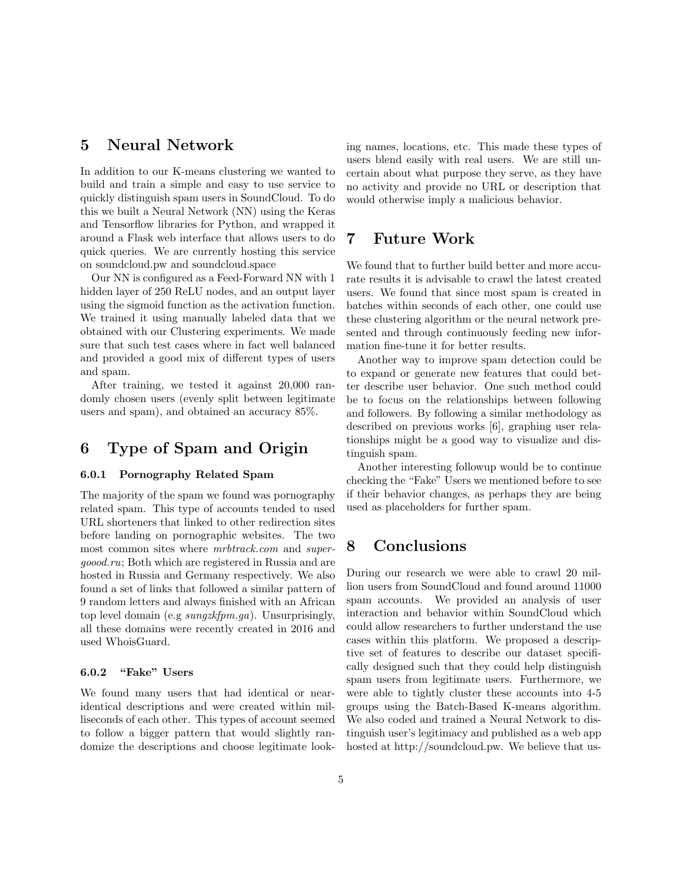## 5 Neural Network

In addition to our K-means clustering we wanted to build and train a simple and easy to use service to quickly distinguish spam users in SoundCloud. To do this we built a Neural Network (NN) using the Keras and Tensorflow libraries for Python, and wrapped it around a Flask web interface that allows users to do quick queries. We are currently hosting this service on soundcloud.pw and soundcloud.space

Our NN is configured as a Feed-Forward NN with 1 hidden layer of 250 ReLU nodes, and an output layer using the sigmoid function as the activation function. We trained it using manually labeled data that we obtained with our Clustering experiments. We made sure that such test cases where in fact well balanced and provided a good mix of different types of users and spam.

After training, we tested it against 20,000 randomly chosen users (evenly split between legitimate users and spam), and obtained an accuracy 85%.

## 6 Type of Spam and Origin

#### 6.0.1 Pornography Related Spam

The majority of the spam we found was pornography related spam. This type of accounts tended to used URL shorteners that linked to other redirection sites before landing on pornographic websites. The two most common sites where *mrbtrack.com* and *supergoood.ru*; Both which are registered in Russia and are hosted in Russia and Germany respectively. We also found a set of links that followed a similar pattern of 9 random letters and always finished with an African top level domain (e.g *sungzkfpm.ga*). Unsurprisingly, all these domains were recently created in 2016 and used WhoisGuard.

#### 6.0.2 "Fake" Users

We found many users that had identical or near-identical descriptions and were created within milliseconds of each other. This types of account seemed to follow a bigger pattern that would slightly randomize the descriptions and choose legitimate looking names, locations, etc. This made these types of users blend easily with real users. We are still uncertain about what purpose they serve, as they have no activity and provide no URL or description that would otherwise imply a malicious behavior.

## 7 Future Work

We found that to further build better and more accurate results it is advisable to crawl the latest created users. We found that since most spam is created in batches within seconds of each other, one could use these clustering algorithm or the neural network presented and through continuously feeding new information fine-tune it for better results.

Another way to improve spam detection could be to expand or generate new features that could better describe user behavior. One such method could be to focus on the relationships between following and followers. By following a similar methodology as described on previous works [6], graphing user relationships might be a good way to visualize and distinguish spam.

Another interesting followup would be to continue checking the "Fake" Users we mentioned before to see if their behavior changes, as perhaps they are being used as placeholders for further spam.

## 8 Conclusions

During our research we were able to crawl 20 million users from SoundCloud and found around 11000 spam accounts. We provided an analysis of user interaction and behavior within SoundCloud which could allow researchers to further understand the use cases within this platform. We proposed a descriptive set of features to describe our dataset specifically designed such that they could help distinguish spam users from legitimate users. Furthermore, we were able to tightly cluster these accounts into 4-5 groups using the Batch-Based K-means algorithm. We also coded and trained a Neural Network to distinguish user's legitimacy and published as a web app hosted at http://soundcloud.pw. We believe that us-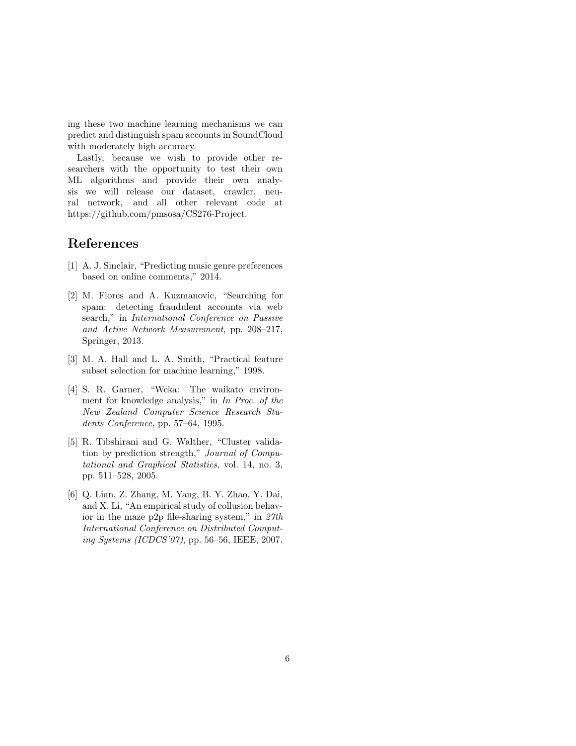ing these two machine learning mechanisms we can predict and distinguish spam accounts in SoundCloud with moderately high accuracy.

Lastly, because we wish to provide other researchers with the opportunity to test their own ML algorithms and provide their own analysis we will release our dataset, crawler, neural network, and all other relevant code at https://github.com/pmsosa/CS276-Project.

# References

[1] A. J. Sinclair, "Predicting music genre preferences based on online comments," 2014.

[2] M. Flores and A. Kuzmanovic, "Searching for spam: detecting fraudulent accounts via web search," in *International Conference on Passive and Active Network Measurement*, pp. 208–217, Springer, 2013.

[3] M. A. Hall and L. A. Smith, "Practical feature subset selection for machine learning," 1998.

[4] S. R. Garner, "Weka: The waikato environment for knowledge analysis," in *In Proc. of the New Zealand Computer Science Research Students Conference*, pp. 57–64, 1995.

[5] R. Tibshirani and G. Walther, "Cluster validation by prediction strength," *Journal of Computational and Graphical Statistics*, vol. 14, no. 3, pp. 511–528, 2005.

[6] Q. Lian, Z. Zhang, M. Yang, B. Y. Zhao, Y. Dai, and X. Li, "An empirical study of collusion behavior in the maze p2p file-sharing system," in *27th International Conference on Distributed Computing Systems (ICDCS'07)*, pp. 56–56, IEEE, 2007.